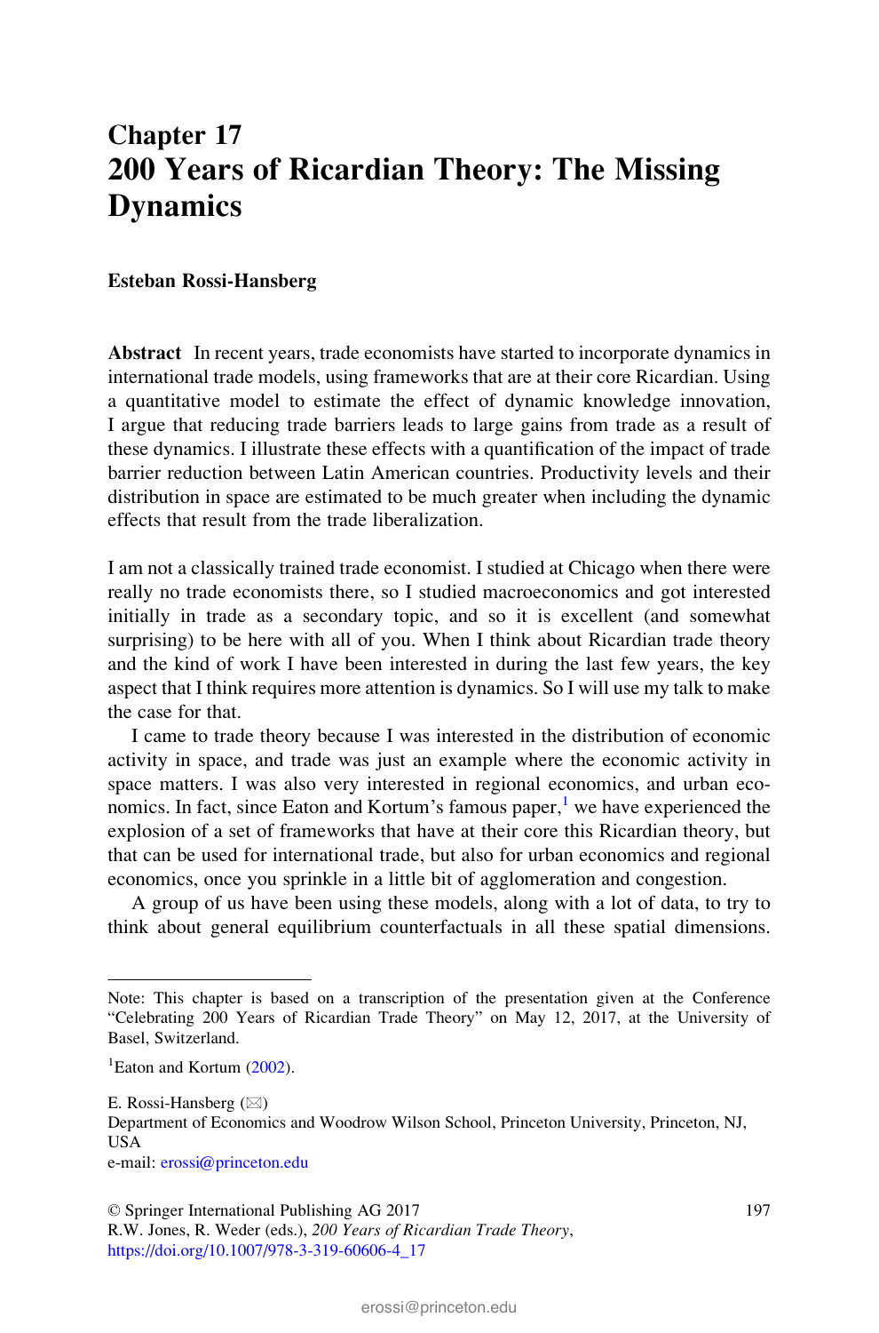# Chapter 17
# 200 Years of Ricardian Theory: The Missing Dynamics

**Esteban Rossi-Hansberg**

**Abstract** In recent years, trade economists have started to incorporate dynamics in international trade models, using frameworks that are at their core Ricardian. Using a quantitative model to estimate the effect of dynamic knowledge innovation, I argue that reducing trade barriers leads to large gains from trade as a result of these dynamics. I illustrate these effects with a quantification of the impact of trade barrier reduction between Latin American countries. Productivity levels and their distribution in space are estimated to be much greater when including the dynamic effects that result from the trade liberalization.

I am not a classically trained trade economist. I studied at Chicago when there were really no trade economists there, so I studied macroeconomics and got interested initially in trade as a secondary topic, and so it is excellent (and somewhat surprising) to be here with all of you. When I think about Ricardian trade theory and the kind of work I have been interested in during the last few years, the key aspect that I think requires more attention is dynamics. So I will use my talk to make the case for that.

I came to trade theory because I was interested in the distribution of economic activity in space, and trade was just an example where the economic activity in space matters. I was also very interested in regional economics, and urban economics. In fact, since Eaton and Kortum's famous paper,[1] we have experienced the explosion of a set of frameworks that have at their core this Ricardian theory, but that can be used for international trade, but also for urban economics and regional economics, once you sprinkle in a little bit of agglomeration and congestion.

A group of us have been using these models, along with a lot of data, to try to think about general equilibrium counterfactuals in all these spatial dimensions.

---

Note: This chapter is based on a transcription of the presentation given at the Conference "Celebrating 200 Years of Ricardian Trade Theory" on May 12, 2017, at the University of Basel, Switzerland.

[1] Eaton and Kortum (2002).

E. Rossi-Hansberg (✉)
Department of Economics and Woodrow Wilson School, Princeton University, Princeton, NJ, USA
e-mail: erossi@princeton.edu

© Springer International Publishing AG 2017
R.W. Jones, R. Weder (eds.), *200 Years of Ricardian Trade Theory*,
https://doi.org/10.1007/978-3-319-60606-4_17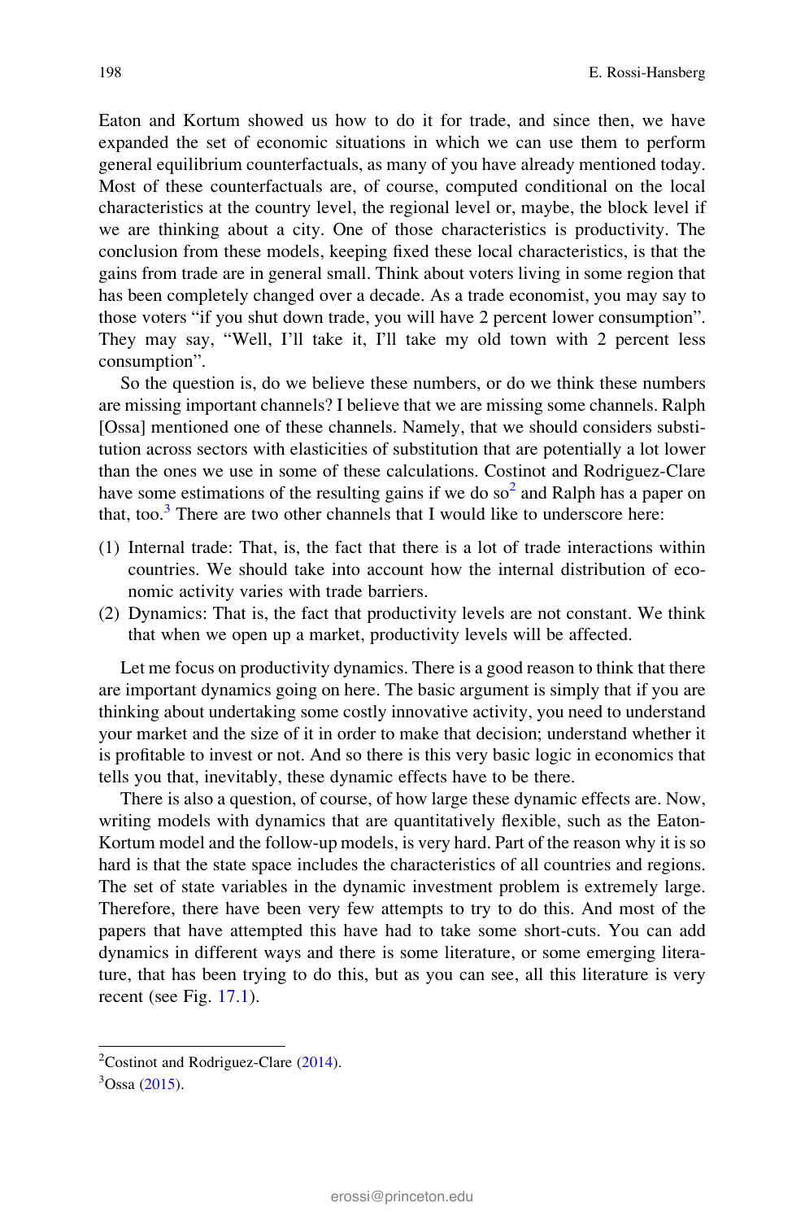Eaton and Kortum showed us how to do it for trade, and since then, we have expanded the set of economic situations in which we can use them to perform general equilibrium counterfactuals, as many of you have already mentioned today. Most of these counterfactuals are, of course, computed conditional on the local characteristics at the country level, the regional level or, maybe, the block level if we are thinking about a city. One of those characteristics is productivity. The conclusion from these models, keeping fixed these local characteristics, is that the gains from trade are in general small. Think about voters living in some region that has been completely changed over a decade. As a trade economist, you may say to those voters "if you shut down trade, you will have 2 percent lower consumption". They may say, "Well, I'll take it, I'll take my old town with 2 percent less consumption".

So the question is, do we believe these numbers, or do we think these numbers are missing important channels? I believe that we are missing some channels. Ralph [Ossa] mentioned one of these channels. Namely, that we should considers substitution across sectors with elasticities of substitution that are potentially a lot lower than the ones we use in some of these calculations. Costinot and Rodriguez-Clare have some estimations of the resulting gains if we do so[2] and Ralph has a paper on that, too.[3] There are two other channels that I would like to underscore here:

(1) Internal trade: That, is, the fact that there is a lot of trade interactions within countries. We should take into account how the internal distribution of economic activity varies with trade barriers.
(2) Dynamics: That is, the fact that productivity levels are not constant. We think that when we open up a market, productivity levels will be affected.

Let me focus on productivity dynamics. There is a good reason to think that there are important dynamics going on here. The basic argument is simply that if you are thinking about undertaking some costly innovative activity, you need to understand your market and the size of it in order to make that decision; understand whether it is profitable to invest or not. And so there is this very basic logic in economics that tells you that, inevitably, these dynamic effects have to be there.

There is also a question, of course, of how large these dynamic effects are. Now, writing models with dynamics that are quantitatively flexible, such as the Eaton-Kortum model and the follow-up models, is very hard. Part of the reason why it is so hard is that the state space includes the characteristics of all countries and regions. The set of state variables in the dynamic investment problem is extremely large. Therefore, there have been very few attempts to try to do this. And most of the papers that have attempted this have had to take some short-cuts. You can add dynamics in different ways and there is some literature, or some emerging literature, that has been trying to do this, but as you can see, all this literature is very recent (see Fig. 17.1).

---

[2] Costinot and Rodriguez-Clare (2014).

[3] Ossa (2015).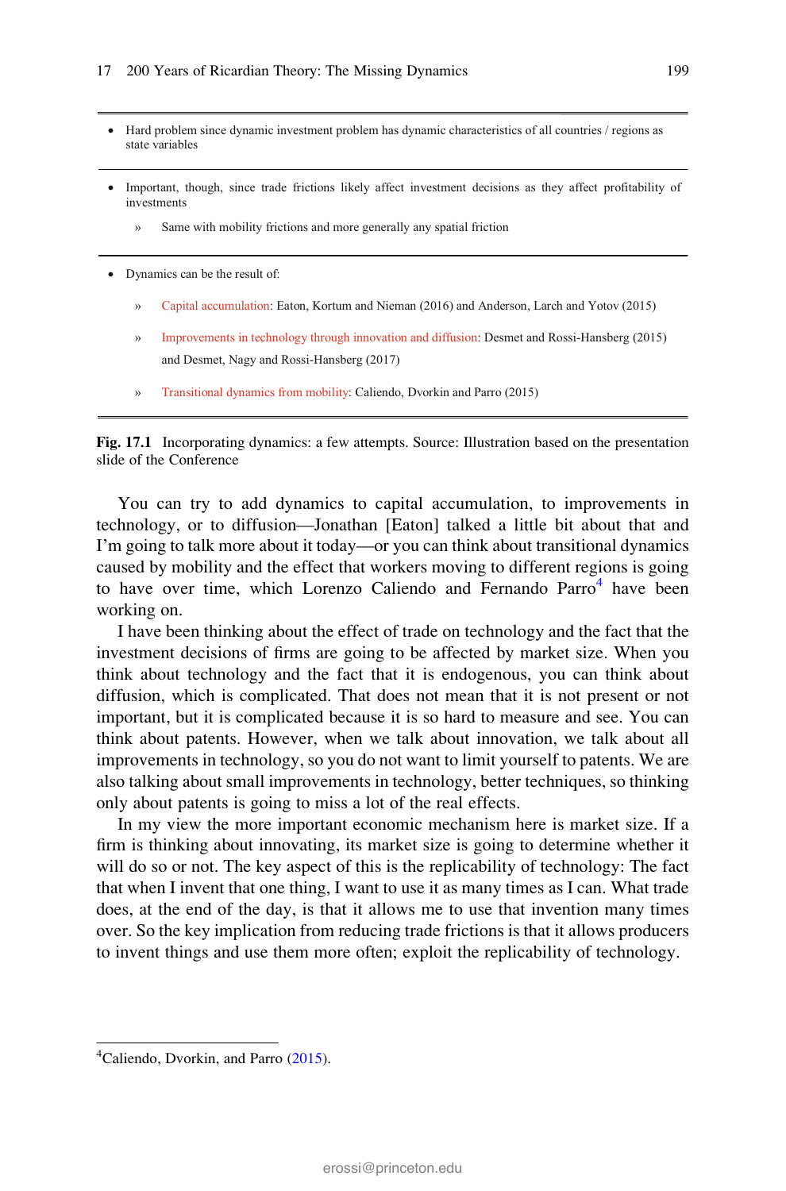- Hard problem since dynamic investment problem has dynamic characteristics of all countries / regions as state variables

---

- Important, though, since trade frictions likely affect investment decisions as they affect profitability of investments
  - » Same with mobility frictions and more generally any spatial friction

---

- Dynamics can be the result of:
  - » Capital accumulation: Eaton, Kortum and Nieman (2016) and Anderson, Larch and Yotov (2015)
  - » Improvements in technology through innovation and diffusion: Desmet and Rossi-Hansberg (2015) and Desmet, Nagy and Rossi-Hansberg (2017)
  - » Transitional dynamics from mobility: Caliendo, Dvorkin and Parro (2015)

**Fig. 17.1** Incorporating dynamics: a few attempts. Source: Illustration based on the presentation slide of the Conference

You can try to add dynamics to capital accumulation, to improvements in technology, or to diffusion—Jonathan [Eaton] talked a little bit about that and I'm going to talk more about it today—or you can think about transitional dynamics caused by mobility and the effect that workers moving to different regions is going to have over time, which Lorenzo Caliendo and Fernando Parro[4] have been working on.

I have been thinking about the effect of trade on technology and the fact that the investment decisions of firms are going to be affected by market size. When you think about technology and the fact that it is endogenous, you can think about diffusion, which is complicated. That does not mean that it is not present or not important, but it is complicated because it is so hard to measure and see. You can think about patents. However, when we talk about innovation, we talk about all improvements in technology, so you do not want to limit yourself to patents. We are also talking about small improvements in technology, better techniques, so thinking only about patents is going to miss a lot of the real effects.

In my view the more important economic mechanism here is market size. If a firm is thinking about innovating, its market size is going to determine whether it will do so or not. The key aspect of this is the replicability of technology: The fact that when I invent that one thing, I want to use it as many times as I can. What trade does, at the end of the day, is that it allows me to use that invention many times over. So the key implication from reducing trade frictions is that it allows producers to invent things and use them more often; exploit the replicability of technology.

---

[4]Caliendo, Dvorkin, and Parro (2015).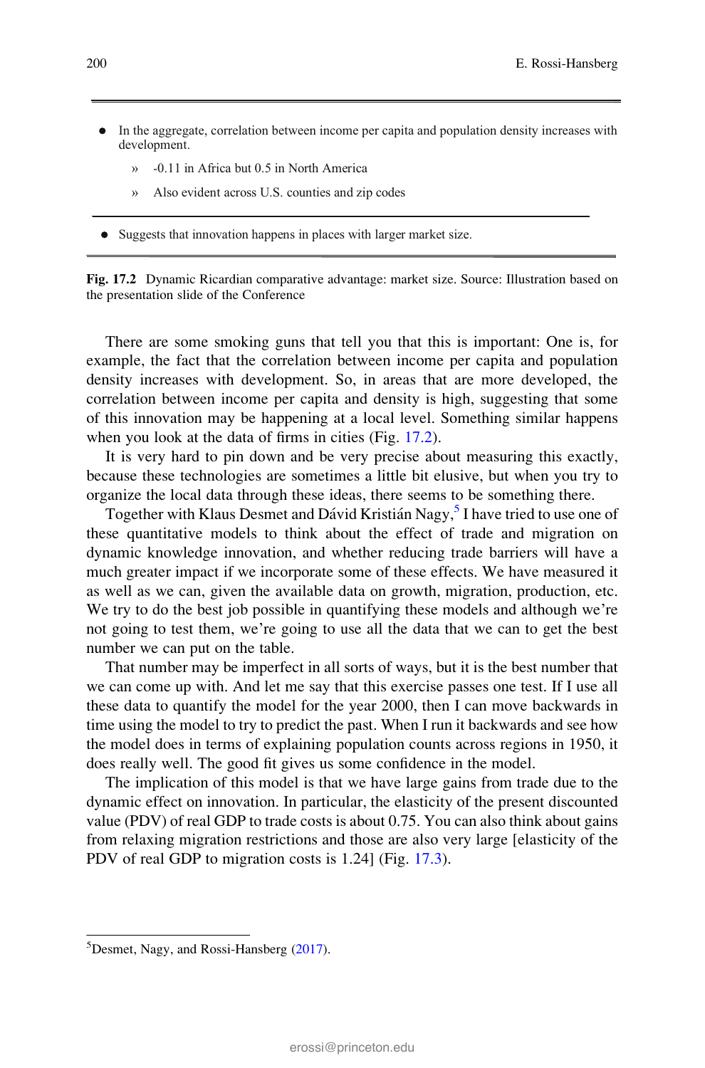- In the aggregate, correlation between income per capita and population density increases with development.
  - » -0.11 in Africa but 0.5 in North America
  - » Also evident across U.S. counties and zip codes

---

- Suggests that innovation happens in places with larger market size.

**Fig. 17.2** Dynamic Ricardian comparative advantage: market size. Source: Illustration based on the presentation slide of the Conference

There are some smoking guns that tell you that this is important: One is, for example, the fact that the correlation between income per capita and population density increases with development. So, in areas that are more developed, the correlation between income per capita and density is high, suggesting that some of this innovation may be happening at a local level. Something similar happens when you look at the data of firms in cities (Fig. 17.2).

It is very hard to pin down and be very precise about measuring this exactly, because these technologies are sometimes a little bit elusive, but when you try to organize the local data through these ideas, there seems to be something there.

Together with Klaus Desmet and Dávid Kristián Nagy,[5] I have tried to use one of these quantitative models to think about the effect of trade and migration on dynamic knowledge innovation, and whether reducing trade barriers will have a much greater impact if we incorporate some of these effects. We have measured it as well as we can, given the available data on growth, migration, production, etc. We try to do the best job possible in quantifying these models and although we're not going to test them, we're going to use all the data that we can to get the best number we can put on the table.

That number may be imperfect in all sorts of ways, but it is the best number that we can come up with. And let me say that this exercise passes one test. If I use all these data to quantify the model for the year 2000, then I can move backwards in time using the model to try to predict the past. When I run it backwards and see how the model does in terms of explaining population counts across regions in 1950, it does really well. The good fit gives us some confidence in the model.

The implication of this model is that we have large gains from trade due to the dynamic effect on innovation. In particular, the elasticity of the present discounted value (PDV) of real GDP to trade costs is about 0.75. You can also think about gains from relaxing migration restrictions and those are also very large [elasticity of the PDV of real GDP to migration costs is 1.24] (Fig. 17.3).

---

[5] Desmet, Nagy, and Rossi-Hansberg (2017).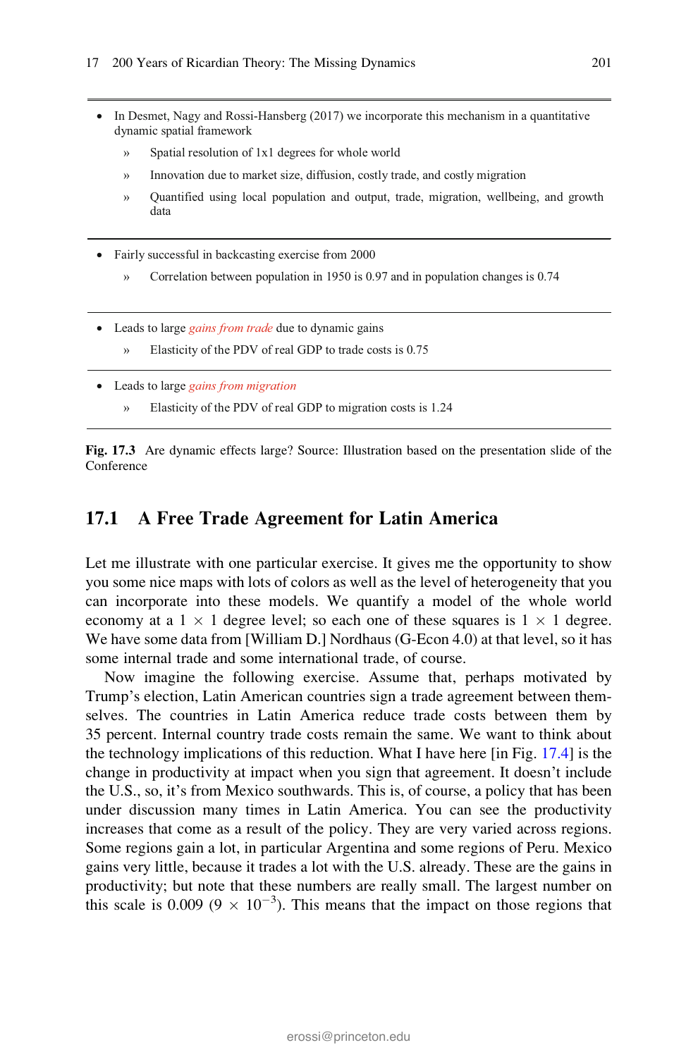- In Desmet, Nagy and Rossi-Hansberg (2017) we incorporate this mechanism in a quantitative dynamic spatial framework
  - » Spatial resolution of 1x1 degrees for whole world
  - » Innovation due to market size, diffusion, costly trade, and costly migration
  - » Quantified using local population and output, trade, migration, wellbeing, and growth data

- Fairly successful in backcasting exercise from 2000
  - » Correlation between population in 1950 is 0.97 and in population changes is 0.74

- Leads to large *gains from trade* due to dynamic gains
  - » Elasticity of the PDV of real GDP to trade costs is 0.75

- Leads to large *gains from migration*
  - » Elasticity of the PDV of real GDP to migration costs is 1.24

**Fig. 17.3** Are dynamic effects large? Source: Illustration based on the presentation slide of the Conference

## 17.1 A Free Trade Agreement for Latin America

Let me illustrate with one particular exercise. It gives me the opportunity to show you some nice maps with lots of colors as well as the level of heterogeneity that you can incorporate into these models. We quantify a model of the whole world economy at a $1 \times 1$ degree level; so each one of these squares is $1 \times 1$ degree. We have some data from [William D.] Nordhaus (G-Econ 4.0) at that level, so it has some internal trade and some international trade, of course.

Now imagine the following exercise. Assume that, perhaps motivated by Trump's election, Latin American countries sign a trade agreement between themselves. The countries in Latin America reduce trade costs between them by 35 percent. Internal country trade costs remain the same. We want to think about the technology implications of this reduction. What I have here [in Fig. 17.4] is the change in productivity at impact when you sign that agreement. It doesn't include the U.S., so, it's from Mexico southwards. This is, of course, a policy that has been under discussion many times in Latin America. You can see the productivity increases that come as a result of the policy. They are very varied across regions. Some regions gain a lot, in particular Argentina and some regions of Peru. Mexico gains very little, because it trades a lot with the U.S. already. These are the gains in productivity; but note that these numbers are really small. The largest number on this scale is 0.009 ($9 \times 10^{-3}$). This means that the impact on those regions that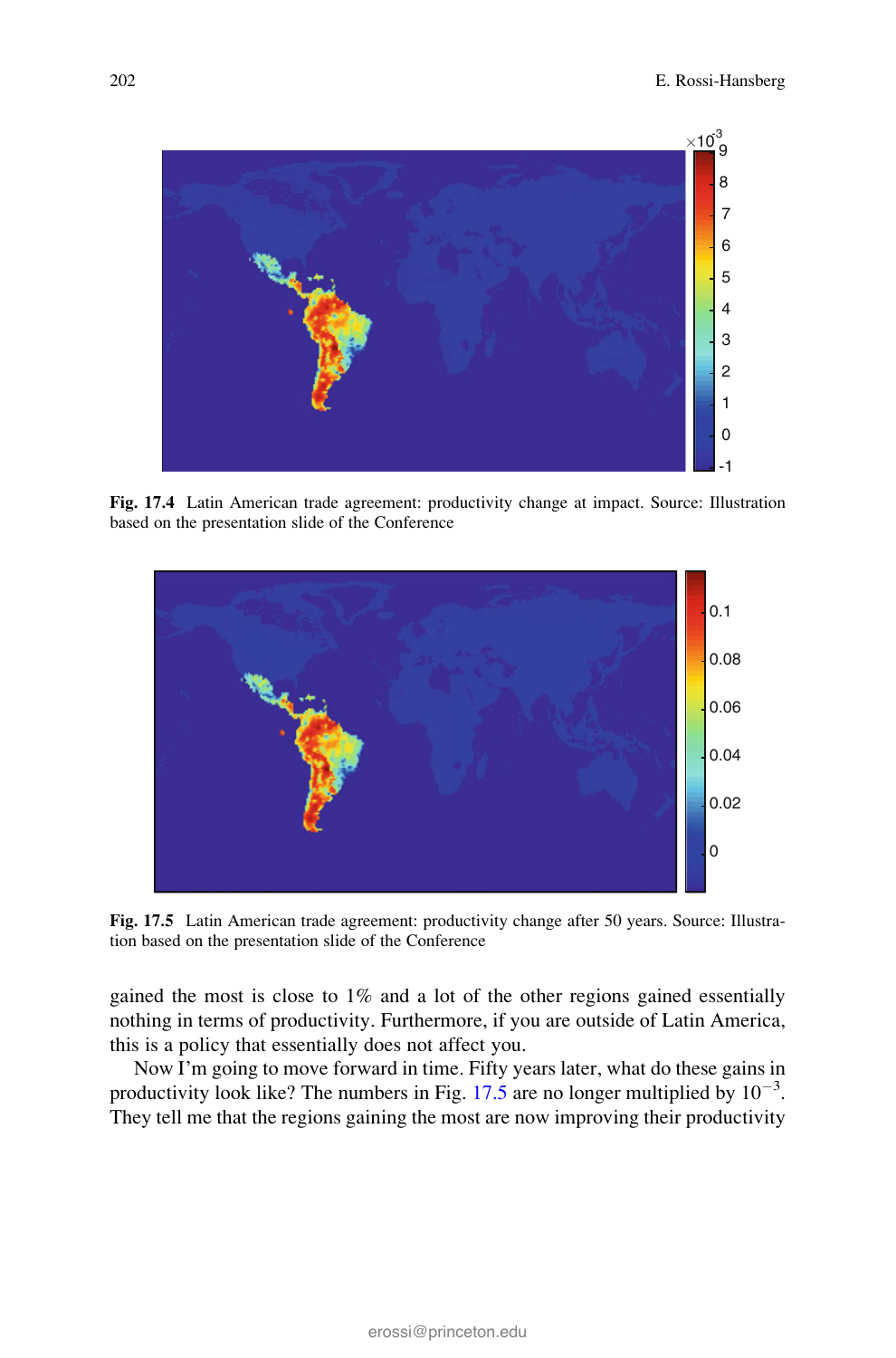×10^-3
9
8
7
6
5
4
3
2
1
0
-1

**Fig. 17.4** Latin American trade agreement: productivity change at impact. Source: Illustration based on the presentation slide of the Conference

0.1
0.08
0.06
0.04
0.02
0

**Fig. 17.5** Latin American trade agreement: productivity change after 50 years. Source: Illustration based on the presentation slide of the Conference

gained the most is close to 1% and a lot of the other regions gained essentially nothing in terms of productivity. Furthermore, if you are outside of Latin America, this is a policy that essentially does not affect you.

Now I'm going to move forward in time. Fifty years later, what do these gains in productivity look like? The numbers in Fig. 17.5 are no longer multiplied by $10^{-3}$. They tell me that the regions gaining the most are now improving their productivity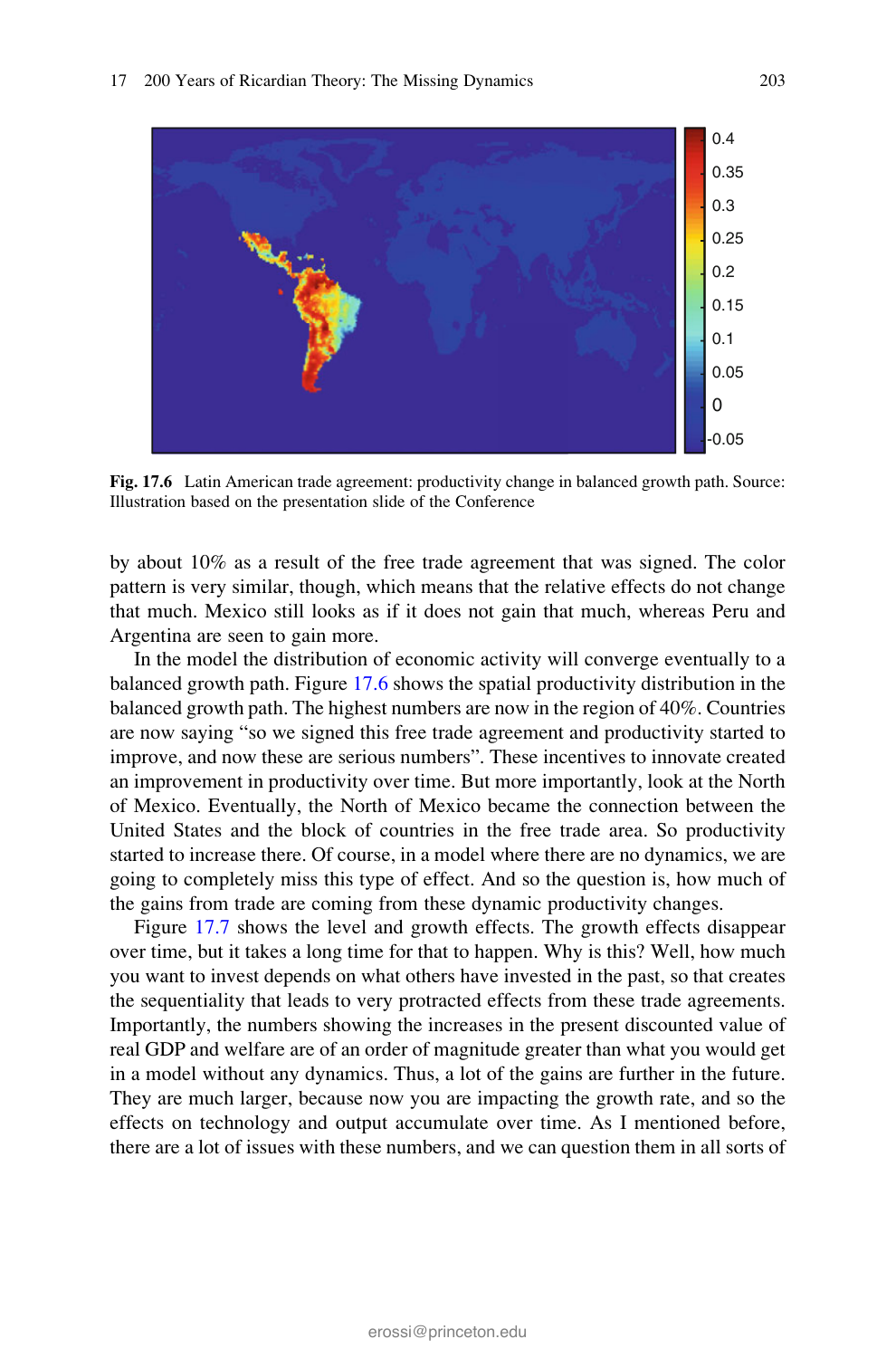0.4
0.35
0.3
0.25
0.2
0.15
0.1
0.05
0
-0.05

**Fig. 17.6** Latin American trade agreement: productivity change in balanced growth path. Source: Illustration based on the presentation slide of the Conference

by about 10% as a result of the free trade agreement that was signed. The color pattern is very similar, though, which means that the relative effects do not change that much. Mexico still looks as if it does not gain that much, whereas Peru and Argentina are seen to gain more.

In the model the distribution of economic activity will converge eventually to a balanced growth path. Figure 17.6 shows the spatial productivity distribution in the balanced growth path. The highest numbers are now in the region of 40%. Countries are now saying "so we signed this free trade agreement and productivity started to improve, and now these are serious numbers". These incentives to innovate created an improvement in productivity over time. But more importantly, look at the North of Mexico. Eventually, the North of Mexico became the connection between the United States and the block of countries in the free trade area. So productivity started to increase there. Of course, in a model where there are no dynamics, we are going to completely miss this type of effect. And so the question is, how much of the gains from trade are coming from these dynamic productivity changes.

Figure 17.7 shows the level and growth effects. The growth effects disappear over time, but it takes a long time for that to happen. Why is this? Well, how much you want to invest depends on what others have invested in the past, so that creates the sequentiality that leads to very protracted effects from these trade agreements. Importantly, the numbers showing the increases in the present discounted value of real GDP and welfare are of an order of magnitude greater than what you would get in a model without any dynamics. Thus, a lot of the gains are further in the future. They are much larger, because now you are impacting the growth rate, and so the effects on technology and output accumulate over time. As I mentioned before, there are a lot of issues with these numbers, and we can question them in all sorts of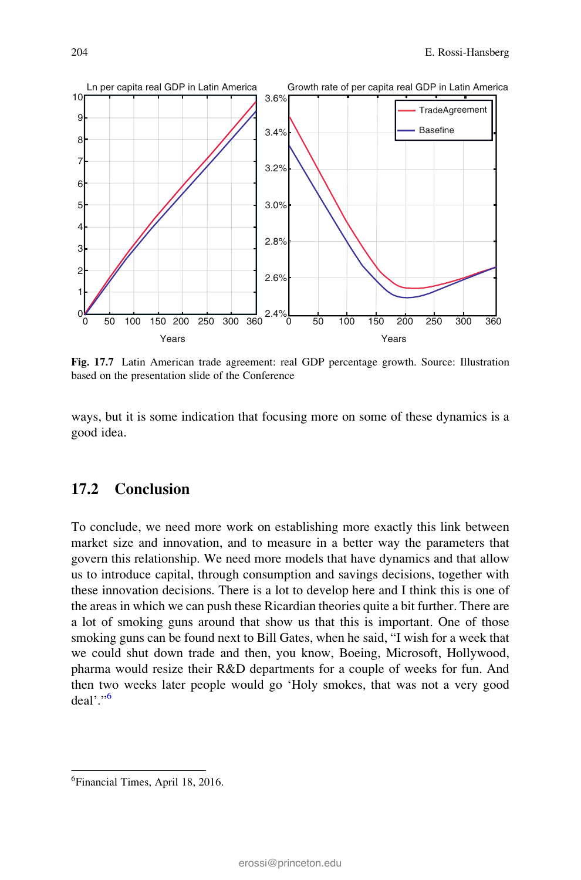Ln per capita real GDP in Latin America

10
9
8
7
6
5
4
3
2
1
0

0 50 100 150 200 250 300 360

Years

Growth rate of per capita real GDP in Latin America

3.6%
3.4%
3.2%
3.0%
2.8%
2.6%
2.4%

0 50 100 150 200 250 300 360

Years

TradeAgreement
Basefine

**Fig. 17.7** Latin American trade agreement: real GDP percentage growth. Source: Illustration based on the presentation slide of the Conference

ways, but it is some indication that focusing more on some of these dynamics is a good idea.

## 17.2 Conclusion

To conclude, we need more work on establishing more exactly this link between market size and innovation, and to measure in a better way the parameters that govern this relationship. We need more models that have dynamics and that allow us to introduce capital, through consumption and savings decisions, together with these innovation decisions. There is a lot to develop here and I think this is one of the areas in which we can push these Ricardian theories quite a bit further. There are a lot of smoking guns around that show us that this is important. One of those smoking guns can be found next to Bill Gates, when he said, "I wish for a week that we could shut down trade and then, you know, Boeing, Microsoft, Hollywood, pharma would resize their R&D departments for a couple of weeks for fun. And then two weeks later people would go 'Holy smokes, that was not a very good deal'."[6]

[6] Financial Times, April 18, 2016.

erossi@princeton.edu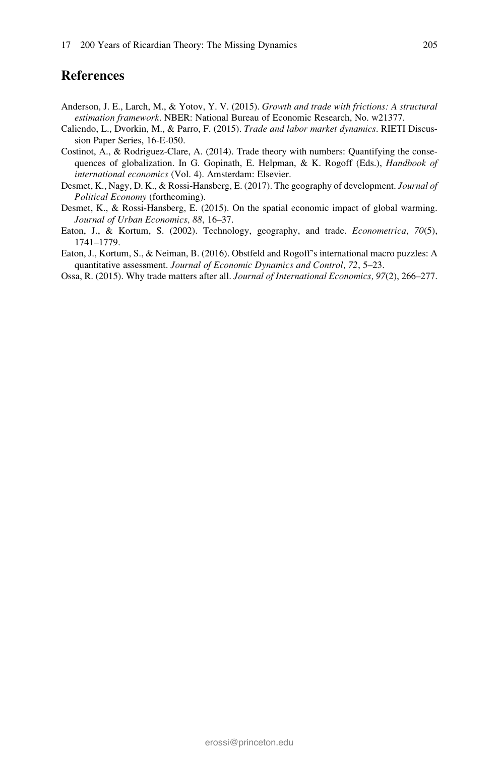## References

Anderson, J. E., Larch, M., & Yotov, Y. V. (2015). *Growth and trade with frictions: A structural estimation framework*. NBER: National Bureau of Economic Research, No. w21377.

Caliendo, L., Dvorkin, M., & Parro, F. (2015). *Trade and labor market dynamics*. RIETI Discussion Paper Series, 16-E-050.

Costinot, A., & Rodriguez-Clare, A. (2014). Trade theory with numbers: Quantifying the consequences of globalization. In G. Gopinath, E. Helpman, & K. Rogoff (Eds.), *Handbook of international economics* (Vol. 4). Amsterdam: Elsevier.

Desmet, K., Nagy, D. K., & Rossi-Hansberg, E. (2017). The geography of development. *Journal of Political Economy* (forthcoming).

Desmet, K., & Rossi-Hansberg, E. (2015). On the spatial economic impact of global warming. *Journal of Urban Economics, 88*, 16–37.

Eaton, J., & Kortum, S. (2002). Technology, geography, and trade. *Econometrica, 70*(5), 1741–1779.

Eaton, J., Kortum, S., & Neiman, B. (2016). Obstfeld and Rogoff's international macro puzzles: A quantitative assessment. *Journal of Economic Dynamics and Control, 72*, 5–23.

Ossa, R. (2015). Why trade matters after all. *Journal of International Economics, 97*(2), 266–277.